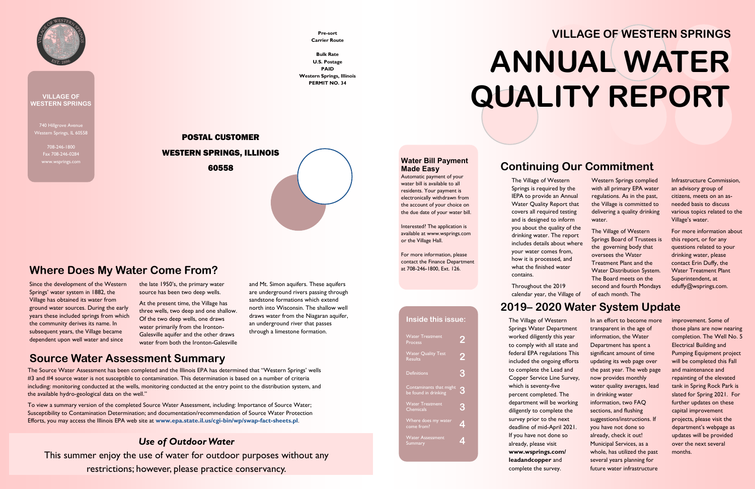VILLAGE OF WESTERN SPRINGS

740 Hillgrove Avenue
Western Springs, IL 60558

708-246-1800
Fax 708-246-0284
www.wsprings.com

**Pre-sort**
**Carrier Route**

**Bulk Rate**
**U.S. Postage**
**PAID**
**Western Springs, Illinois**
**PERMIT NO. 34**

**POSTAL CUSTOMER**

**WESTERN SPRINGS, ILLINOIS**

**60558**

# VILLAGE OF WESTERN SPRINGS

# ANNUAL WATER QUALITY REPORT

### Water Bill Payment Made Easy

Automatic payment of your water bill is available to all residents. Your payment is electronically withdrawn from the account of your choice on the due date of your water bill.

Interested? The application is available at www.wsprings.com or the Village Hall.

For more information, please contact the Finance Department at 708-246-1800, Ext. 126.

### Inside this issue:

| | |
|---|---|
| Water Treatment Process | 2 |
| Water Quality Test Results | 2 |
| Definitions | 3 |
| Contaminants that might be found in drinking | 3 |
| Water Treatment Chemicals | 3 |
| Where does my water come from? | 4 |
| Water Assessment Summary | 4 |

## Continuing Our Commitment

The Village of Western Springs is required by the IEPA to provide an Annual Water Quality Report that covers all required testing and is designed to inform you about the quality of the drinking water. The report includes details about where your water comes from, how it is processed, and what the finished water contains.

Throughout the 2019 calendar year, the Village of Western Springs complied with all primary EPA water regulations. As in the past, the Village is committed to delivering a quality drinking water.

The Village of Western Springs Board of Trustees is the governing body that oversees the Water Treatment Plant and the Water Distribution System. The Board meets on the second and fourth Mondays of each month. The Infrastructure Commission, an advisory group of citizens, meets on an as-needed basis to discuss various topics related to the Village's water.

For more information about this report, or for any questions related to your drinking water, please contact Erin Duffy, the Water Treatment Plant Superintendent, at eduffy@wsprings.com.

## 2019– 2020 Water System Update

The Village of Western Springs Water Department worked diligently this year to comply with all state and federal EPA regulations This included the ongoing efforts to complete the Lead and Copper Service Line Survey, which is seventy-five percent completed. The department will be working diligently to complete the survey prior to the next deadline of mid-April 2021. If you have not done so already, please visit **www.wsprings.com/leadandcopper** and complete the survey.

In an effort to become more transparent in the age of information, the Water Department has spent a significant amount of time updating its web page over the past year. The web page now provides monthly water quality averages, lead in drinking water information, two FAQ sections, and flushing suggestions/instructions. If you have not done so already, check it out! Municipal Services, as a whole, has utilized the past several years planning for future water infrastructure improvement. Some of those plans are now nearing completion. The Well No. 5 Electrical Building and Pumping Equipment project will be completed this Fall and maintenance and repainting of the elevated tank in Spring Rock Park is slated for Spring 2021. For further updates on these capital improvement projects, please visit the department's webpage as updates will be provided over the next several months.

## Where Does My Water Come From?

Since the development of the Western Springs' water system in 1882, the Village has obtained its water from ground water sources. During the early years these included springs from which the community derives its name. In subsequent years, the Village became dependent upon well water and since the late 1950's, the primary water source has been two deep wells.

At the present time, the Village has three wells, two deep and one shallow. Of the two deep wells, one draws water primarily from the Ironton-Galesville aquifer and the other draws water from both the Ironton-Galesville and Mt. Simon aquifers. These aquifers are underground rivers passing through sandstone formations which extend north into Wisconsin. The shallow well draws water from the Niagaran aquifer, an underground river that passes through a limestone formation.

## Source Water Assessment Summary

The Source Water Assessment has been completed and the Illinois EPA has determined that "Western Springs' wells #3 and #4 source water is not susceptible to contamination. This determination is based on a number of criteria including: monitoring conducted at the wells, monitoring conducted at the entry point to the distribution system, and the available hydro-geological data on the well."

To view a summary version of the completed Source Water Assessment, including: Importance of Source Water; Susceptibility to Contamination Determination; and documentation/recommendation of Source Water Protection Efforts, you may access the Illinois EPA web site at **www.epa.state.il.us/cgi-bin/wp/swap-fact-sheets.pl**.

### *Use of Outdoor Water*

This summer enjoy the use of water for outdoor purposes without any restrictions; however, please practice conservancy.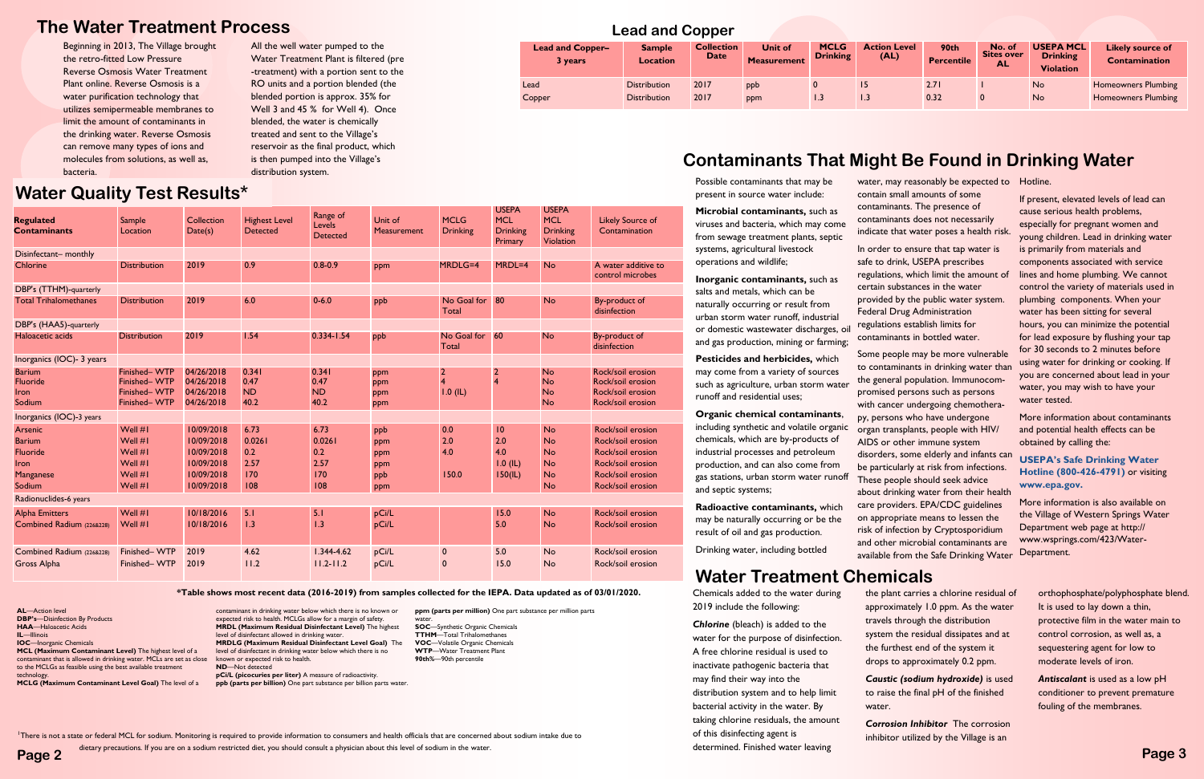# The Water Treatment Process

Beginning in 2013, The Village brought the retro-fitted Low Pressure Reverse Osmosis Water Treatment Plant online. Reverse Osmosis is a water purification technology that utilizes semipermeable membranes to limit the amount of contaminants in the drinking water. Reverse Osmosis can remove many types of ions and molecules from solutions, as well as, bacteria.

All the well water pumped to the Water Treatment Plant is filtered (pre-treatment) with a portion sent to the RO units and a portion blended (the blended portion is approx. 35% for Well 3 and 45 % for Well 4). Once blended, the water is chemically treated and sent to the Village's reservoir as the final product, which is then pumped into the Village's distribution system.

## Water Quality Test Results*

| Regulated Contaminants | Sample Location | Collection Date(s) | Highest Level Detected | Range of Levels Detected | Unit of Measurement | MCLG Drinking | USEPA MCL Drinking Primary | USEPA MCL Drinking Violation | Likely Source of Contamination |
|---|---|---|---|---|---|---|---|---|---|
| Disinfectant– monthly | | | | | | | | | |
| Chlorine | Distribution | 2019 | 0.9 | 0.8-0.9 | ppm | MRDLG=4 | MRDL=4 | No | A water additive to control microbes |
| DBP's (TTHM)-quarterly | | | | | | | | | |
| Total Trihalomethanes | Distribution | 2019 | 6.0 | 0-6.0 | ppb | No Goal for Total | 80 | No | By-product of disinfection |
| DBP's (HAA5)-quarterly | | | | | | | | | |
| Haloacetic acids | Distribution | 2019 | 1.54 | 0.334-1.54 | ppb | No Goal for Total | 60 | No | By-product of disinfection |
| Inorganics (IOC)- 3 years | | | | | | | | | |
| Barium | Finished– WTP | 04/26/2018 | 0.341 | 0.341 | ppm | 2 | 2 | No | Rock/soil erosion |
| Fluoride | Finished– WTP | 04/26/2018 | 0.47 | 0.47 | ppm | 4 | 4 | No | Rock/soil erosion |
| Iron | Finished– WTP | 04/26/2018 | ND | ND | ppm | 1.0 (IL) | | No | Rock/soil erosion |
| Sodium | Finished– WTP | 04/26/2018 | 40.2 | 40.2 | ppm | | | No | Rock/soil erosion |
| Inorganics (IOC)-3 years | | | | | | | | | |
| Arsenic | Well #1 | 10/09/2018 | 6.73 | 6.73 | ppb | 0.0 | 10 | No | Rock/soil erosion |
| Barium | Well #1 | 10/09/2018 | 0.0261 | 0.0261 | ppm | 2.0 | 2.0 | No | Rock/soil erosion |
| Fluoride | Well #1 | 10/09/2018 | 0.2 | 0.2 | ppm | 4.0 | 4.0 | No | Rock/soil erosion |
| Iron | Well #1 | 10/09/2018 | 2.57 | 2.57 | ppm | | 1.0 (IL) | No | Rock/soil erosion |
| Manganese | Well #1 | 10/09/2018 | 170 | 170 | ppb | 150.0 | 150(IL) | No | Rock/soil erosion |
| Sodium | Well #1 | 10/09/2018 | 108 | 108 | ppm | | | No | Rock/soil erosion |
| Radionuclides-6 years | | | | | | | | | |
| Alpha Emitters | Well #1 | 10/18/2016 | 5.1 | 5.1 | pCi/L | | 15.0 | No | Rock/soil erosion |
| Combined Radium (226&228) | Well #1 | 10/18/2016 | 1.3 | 1.3 | pCi/L | | 5.0 | No | Rock/soil erosion |
| Combined Radium (226&228) | Finished– WTP | 2019 | 4.62 | 1.344-4.62 | pCi/L | 0 | 5.0 | No | Rock/soil erosion |
| Gross Alpha | Finished– WTP | 2019 | 11.2 | 11.2-11.2 | pCi/L | 0 | 15.0 | No | Rock/soil erosion |

**\*Table shows most recent data (2016-2019) from samples collected for the IEPA. Data updated as of 03/01/2020.**

**AL**—Action level
**DBP's**—Disinfection By Products
**HAA**—Haloacetic Acids
**IL**—Illinois
**IOC**—Inorganic Chemicals
**MCL (Maximum Contaminant Level)** The highest level of a contaminant that is allowed in drinking water. MCLs are set as close to the MCLGs as feasible using the best available treatment technology.
**MCLG (Maximum Contaminant Level Goal)** The level of a contaminant in drinking water below which there is no known or expected risk to health. MCLGs allow for a margin of safety.
**MRDL (Maximum Residual Disinfectant Level)** The highest level of disinfectant allowed in drinking water.
**MRDLG (Maximum Residual Disinfectant Level Goal)** The level of disinfectant in drinking water below which there is no known or expected risk to health.
**ND**—Not detected
**pCi/L (picocuries per liter)** A measure of radioactivity.
**ppb (parts per billion)** One part substance per billion parts water.
**ppm (parts per million)** One part substance per million parts water.
**SOC**—Synthetic Organic Chemicals
**TTHM**—Total Trihalomethanes
**VOC**—Volatile Organic Chemicals
**WTP**—Water Treatment Plant
**90th%**—90th percentile

[1]There is not a state or federal MCL for sodium. Monitoring is required to provide information to consumers and health officials that are concerned about sodium intake due to dietary precautions. If you are on a sodium restricted diet, you should consult a physician about this level of sodium in the water.

## Lead and Copper

| Lead and Copper– 3 years | Sample Location | Collection Date | Unit of Measurement | MCLG Drinking | Action Level (AL) | 90th Percentile | No. of Sites over AL | USEPA MCL Drinking Violation | Likely source of Contamination |
|---|---|---|---|---|---|---|---|---|---|
| Lead | Distribution | 2017 | ppb | 0 | 15 | 2.71 | 1 | No | Homeowners Plumbing |
| Copper | Distribution | 2017 | ppm | 1.3 | 1.3 | 0.32 | 0 | No | Homeowners Plumbing |

## Contaminants That Might Be Found in Drinking Water

Possible contaminants that may be present in source water include:

**Microbial contaminants,** such as viruses and bacteria, which may come from sewage treatment plants, septic systems, agricultural livestock operations and wildlife;

**Inorganic contaminants,** such as salts and metals, which can be naturally occurring or result from urban storm water runoff, industrial or domestic wastewater discharges, oil and gas production, mining or farming;

**Pesticides and herbicides,** which may come from a variety of sources such as agriculture, urban storm water runoff and residential uses;

**Organic chemical contaminants**, including synthetic and volatile organic chemicals, which are by-products of industrial processes and petroleum production, and can also come from gas stations, urban storm water runoff and septic systems;

**Radioactive contaminants,** which may be naturally occurring or be the result of oil and gas production.

Drinking water, including bottled water, may reasonably be expected to contain small amounts of some contaminants. The presence of contaminants does not necessarily indicate that water poses a health risk.

In order to ensure that tap water is safe to drink, USEPA prescribes regulations, which limit the amount of certain substances in the water provided by the public water system. Federal Drug Administration regulations establish limits for contaminants in bottled water.

Some people may be more vulnerable to contaminants in drinking water than the general population. Immunocompromised persons such as persons with cancer undergoing chemotherapy, persons who have undergone organ transplants, people with HIV/AIDS or other immune system disorders, some elderly and infants can be particularly at risk from infections. These people should seek advice about drinking water from their health care providers. EPA/CDC guidelines on appropriate means to lessen the risk of infection by Cryptosporidium and other microbial contaminants are available from the Safe Drinking Water Hotline.

If present, elevated levels of lead can cause serious health problems, especially for pregnant women and young children. Lead in drinking water is primarily from materials and components associated with service lines and home plumbing. We cannot control the variety of materials used in plumbing components. When your water has been sitting for several hours, you can minimize the potential for lead exposure by flushing your tap for 30 seconds to 2 minutes before using water for drinking or cooking. If you are concerned about lead in your water, you may wish to have your water tested.

More information about contaminants and potential health effects can be obtained by calling the:

**USEPA's Safe Drinking Water Hotline (800-426-4791)** or visiting **www.epa.gov.**

More information is also available on the Village of Western Springs Water Department web page at http://www.wsprings.com/423/Water-Department.

## Water Treatment Chemicals

Chemicals added to the water during 2019 include the following:

***Chlorine*** (bleach) is added to the water for the purpose of disinfection. A free chlorine residual is used to inactivate pathogenic bacteria that may find their way into the distribution system and to help limit bacterial activity in the water. By taking chlorine residuals, the amount of this disinfecting agent is determined. Finished water leaving the plant carries a chlorine residual of approximately 1.0 ppm. As the water travels through the distribution system the residual dissipates and at the furthest end of the system it drops to approximately 0.2 ppm.

***Caustic (sodium hydroxide)*** is used to raise the final pH of the finished water.

***Corrosion Inhibitor*** The corrosion inhibitor utilized by the Village is an orthophosphate/polyphosphate blend. It is used to lay down a thin, protective film in the water main to control corrosion, as well as, a sequestering agent for low to moderate levels of iron.

***Antiscalant*** is used as a low pH conditioner to prevent premature fouling of the membranes.